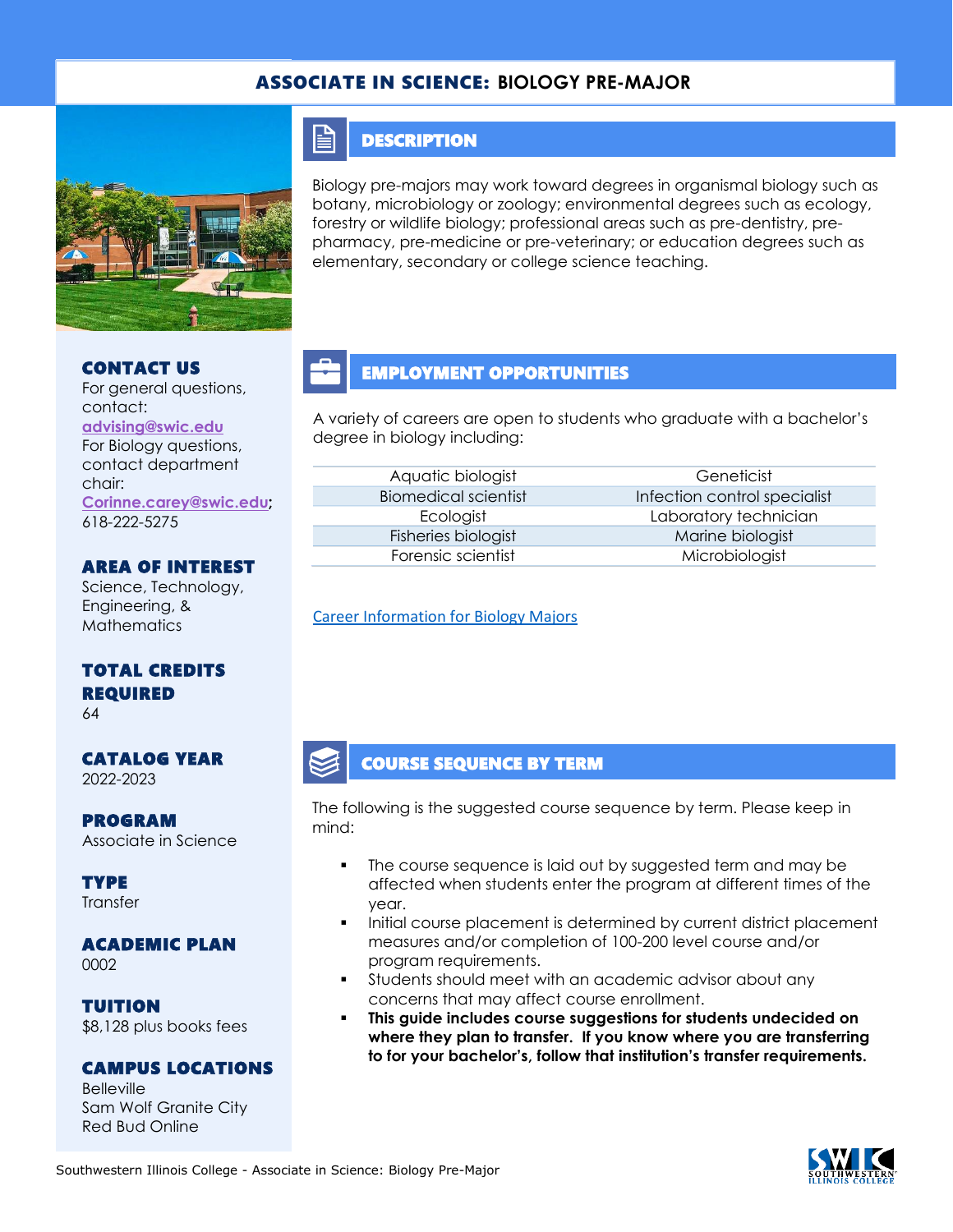# ASSOCIATE IN SCIENCE: BIOLOGY PRE-MAJOR

## CONTACT US

For general questions, contact: advising@swic.edu

For Biology questions, contact department chair: Corinne.carey@swic.edu; 618-222-5275

## AREA OF INTEREST

Science, Technology, Engineering, & Mathematics

## TOTAL CREDITS REQUIRED

64

## CATALOG YEAR

2022-2023

## PROGRAM

Associate in Science

## TYPE

Transfer

## ACADEMIC PLAN

0002

## TUITION

$8,128 plus books fees

## CAMPUS LOCATIONS

Belleville
Sam Wolf Granite City
Red Bud Online

## DESCRIPTION

Biology pre-majors may work toward degrees in organismal biology such as botany, microbiology or zoology; environmental degrees such as ecology, forestry or wildlife biology; professional areas such as pre-dentistry, pre-pharmacy, pre-medicine or pre-veterinary; or education degrees such as elementary, secondary or college science teaching.

## EMPLOYMENT OPPORTUNITIES

A variety of careers are open to students who graduate with a bachelor's degree in biology including:

| | |
|---|---|
| Aquatic biologist | Geneticist |
| Biomedical scientist | Infection control specialist |
| Ecologist | Laboratory technician |
| Fisheries biologist | Marine biologist |
| Forensic scientist | Microbiologist |

Career Information for Biology Majors

## COURSE SEQUENCE BY TERM

The following is the suggested course sequence by term. Please keep in mind:

- The course sequence is laid out by suggested term and may be affected when students enter the program at different times of the year.
- Initial course placement is determined by current district placement measures and/or completion of 100-200 level course and/or program requirements.
- Students should meet with an academic advisor about any concerns that may affect course enrollment.
- **This guide includes course suggestions for students undecided on where they plan to transfer. If you know where you are transferring to for your bachelor's, follow that institution's transfer requirements.**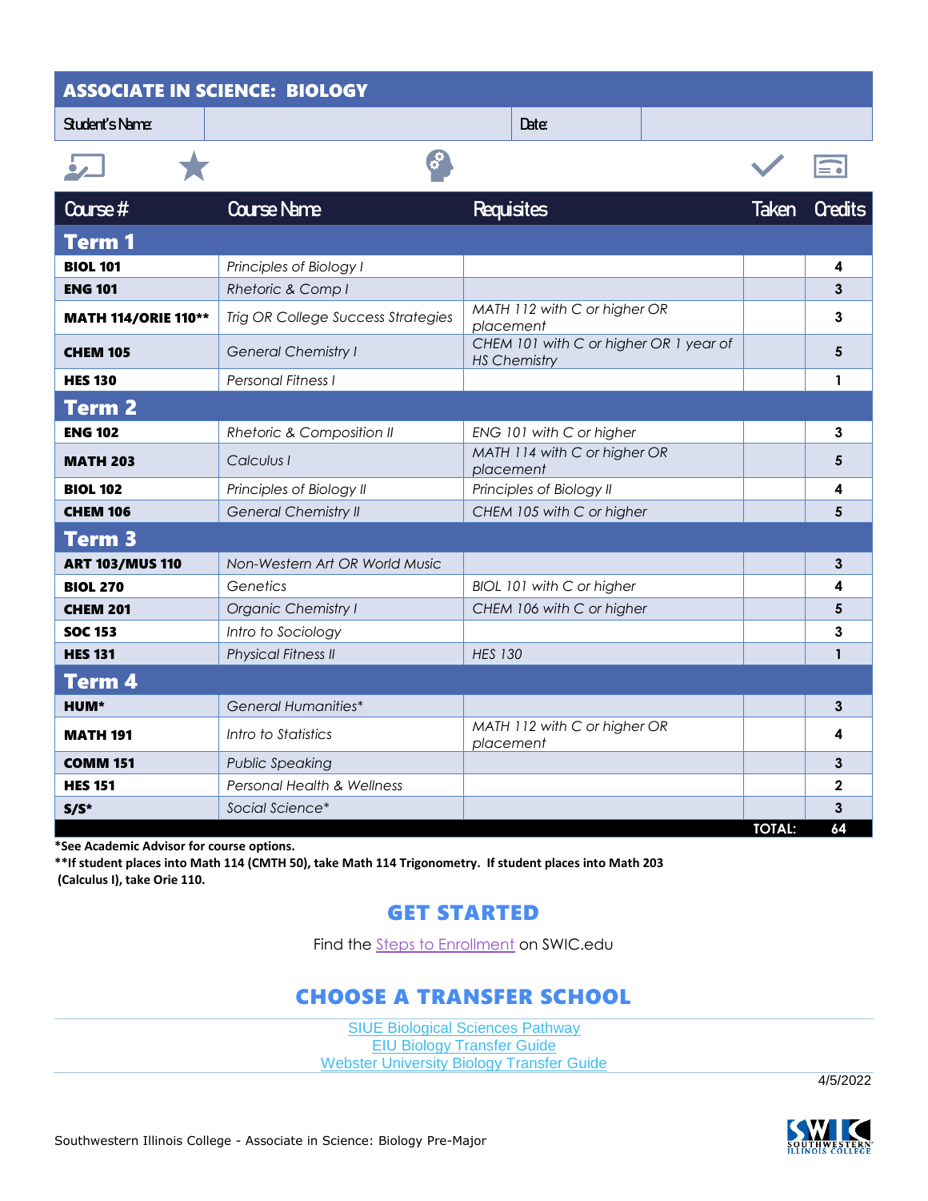## ASSOCIATE IN SCIENCE: BIOLOGY

| Student's Name: | | Date: | |
|---|---|---|---|

| Course # | Course Name | Requisites | Taken | Credits |
|---|---|---|---|---|
| **Term 1** | | | | |
| **BIOL 101** | *Principles of Biology I* | | | **4** |
| **ENG 101** | *Rhetoric & Comp I* | | | **3** |
| **MATH 114/ORIE 110**** | *Trig OR College Success Strategies* | *MATH 112 with C or higher OR placement* | | **3** |
| **CHEM 105** | *General Chemistry I* | *CHEM 101 with C or higher OR 1 year of HS Chemistry* | | **5** |
| **HES 130** | *Personal Fitness I* | | | **1** |
| **Term 2** | | | | |
| **ENG 102** | *Rhetoric & Composition II* | *ENG 101 with C or higher* | | **3** |
| **MATH 203** | *Calculus I* | *MATH 114 with C or higher OR placement* | | **5** |
| **BIOL 102** | *Principles of Biology II* | *Principles of Biology II* | | **4** |
| **CHEM 106** | *General Chemistry II* | *CHEM 105 with C or higher* | | **5** |
| **Term 3** | | | | |
| **ART 103/MUS 110** | *Non-Western Art OR World Music* | | | **3** |
| **BIOL 270** | *Genetics* | *BIOL 101 with C or higher* | | **4** |
| **CHEM 201** | *Organic Chemistry I* | *CHEM 106 with C or higher* | | **5** |
| **SOC 153** | *Intro to Sociology* | | | **3** |
| **HES 131** | *Physical Fitness II* | *HES 130* | | **1** |
| **Term 4** | | | | |
| **HUM*** | *General Humanities** | | | **3** |
| **MATH 191** | *Intro to Statistics* | *MATH 112 with C or higher OR placement* | | **4** |
| **COMM 151** | *Public Speaking* | | | **3** |
| **HES 151** | *Personal Health & Wellness* | | | **2** |
| **S/S*** | *Social Science** | | | **3** |
| | | | **TOTAL:** | **64** |

***See Academic Advisor for course options.**

****If student places into Math 114 (CMTH 50), take Math 114 Trigonometry. If student places into Math 203 (Calculus I), take Orie 110.**

## GET STARTED

Find the Steps to Enrollment on SWIC.edu

## CHOOSE A TRANSFER SCHOOL

SIUE Biological Sciences Pathway
EIU Biology Transfer Guide
Webster University Biology Transfer Guide

4/5/2022

Southwestern Illinois College - Associate in Science: Biology Pre-Major